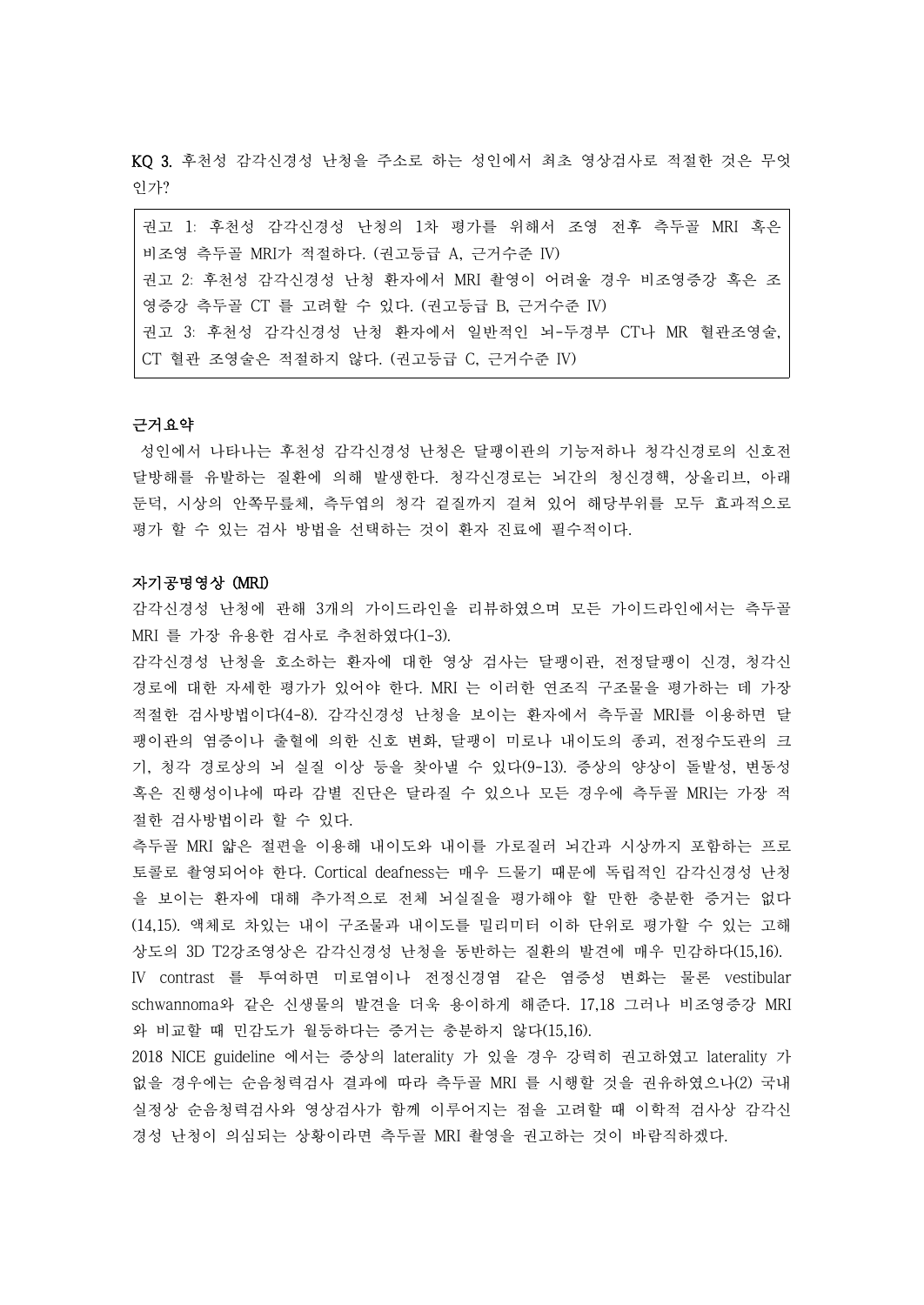**KQ 3.** 후천성 감각신경성 난청을 주소로 하는 성인에서 최초 영상검사로 적절한 것은 무엇인가?

> 권고 1: 후천성 감각신경성 난청의 1차 평가를 위해서 조영 전후 측두골 MRI 혹은 비조영 측두골 MRI가 적절하다. (권고등급 A, 근거수준 IV)
> 권고 2: 후천성 감각신경성 난청 환자에서 MRI 촬영이 어려울 경우 비조영증강 혹은 조영증강 측두골 CT 를 고려할 수 있다. (권고등급 B, 근거수준 IV)
> 권고 3: 후천성 감각신경성 난청 환자에서 일반적인 뇌-두경부 CT나 MR 혈관조영술, CT 혈관 조영술은 적절하지 않다. (권고등급 C, 근거수준 IV)

### 근거요약

성인에서 나타나는 후천성 감각신경성 난청은 달팽이관의 기능저하나 청각신경로의 신호전달방해를 유발하는 질환에 의해 발생한다. 청각신경로는 뇌간의 청신경핵, 상올리브, 아래둔덕, 시상의 안쪽무릎체, 측두엽의 청각 겉질까지 걸쳐 있어 해당부위를 모두 효과적으로 평가 할 수 있는 검사 방법을 선택하는 것이 환자 진료에 필수적이다.

### 자기공명영상 (MRI)

감각신경성 난청에 관해 3개의 가이드라인을 리뷰하였으며 모든 가이드라인에서는 측두골 MRI 를 가장 유용한 검사로 추천하였다(1-3).

감각신경성 난청을 호소하는 환자에 대한 영상 검사는 달팽이관, 전정달팽이 신경, 청각신경로에 대한 자세한 평가가 있어야 한다. MRI 는 이러한 연조직 구조물을 평가하는 데 가장 적절한 검사방법이다(4-8). 감각신경성 난청을 보이는 환자에서 측두골 MRI를 이용하면 달팽이관의 염증이나 출혈에 의한 신호 변화, 달팽이 미로나 내이도의 종괴, 전정수도관의 크기, 청각 경로상의 뇌 실질 이상 등을 찾아낼 수 있다(9-13). 증상의 양상이 돌발성, 변동성 혹은 진행성이냐에 따라 감별 진단은 달라질 수 있으나 모든 경우에 측두골 MRI는 가장 적절한 검사방법이라 할 수 있다.

측두골 MRI 얇은 절편을 이용해 내이도와 내이를 가로질러 뇌간과 시상까지 포함하는 프로토콜로 촬영되어야 한다. Cortical deafness는 매우 드물기 때문에 독립적인 감각신경성 난청을 보이는 환자에 대해 추가적으로 전체 뇌실질을 평가해야 할 만한 충분한 증거는 없다(14,15). 액체로 차있는 내이 구조물과 내이도를 밀리미터 이하 단위로 평가할 수 있는 고해상도의 3D T2강조영상은 감각신경성 난청을 동반하는 질환의 발견에 매우 민감하다(15,16). IV contrast 를 투여하면 미로염이나 전정신경염 같은 염증성 변화는 물론 vestibular schwannoma와 같은 신생물의 발견을 더욱 용이하게 해준다. 17,18 그러나 비조영증강 MRI 와 비교할 때 민감도가 월등하다는 증거는 충분하지 않다(15,16).

2018 NICE guideline 에서는 증상의 laterality 가 있을 경우 강력히 권고하였고 laterality 가 없을 경우에는 순음청력검사 결과에 따라 측두골 MRI 를 시행할 것을 권유하였으나(2) 국내 실정상 순음청력검사와 영상검사가 함께 이루어지는 점을 고려할 때 이학적 검사상 감각신경성 난청이 의심되는 상황이라면 측두골 MRI 촬영을 권고하는 것이 바람직하겠다.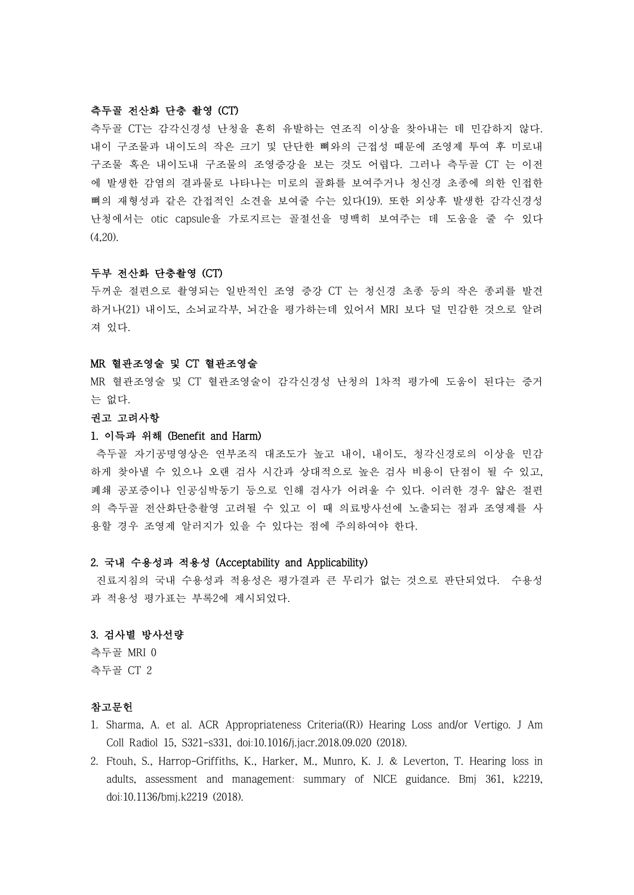### 측두골 전산화 단층 촬영 (CT)

측두골 CT는 감각신경성 난청을 흔히 유발하는 연조직 이상을 찾아내는 데 민감하지 않다. 내이 구조물과 내이도의 작은 크기 및 단단한 뼈와의 근접성 때문에 조영제 투여 후 미로내 구조물 혹은 내이도내 구조물의 조영증강을 보는 것도 어렵다. 그러나 측두골 CT 는 이전에 발생한 감염의 결과물로 나타나는 미로의 골화를 보여주거나 청신경 초종에 의한 인접한 뼈의 재형성과 같은 간접적인 소견을 보여줄 수는 있다(19). 또한 외상후 발생한 감각신경성 난청에서는 otic capsule을 가로지르는 골절선을 명백히 보여주는 데 도움을 줄 수 있다(4,20).

### 두부 전산화 단층촬영 (CT)

두꺼운 절편으로 촬영되는 일반적인 조영 증강 CT 는 청신경 초종 등의 작은 종괴를 발견하거나(21) 내이도, 소뇌교각부, 뇌간을 평가하는데 있어서 MRI 보다 덜 민감한 것으로 알려져 있다.

### MR 혈관조영술 및 CT 혈관조영술

MR 혈관조영술 및 CT 혈관조영술이 감각신경성 난청의 1차적 평가에 도움이 된다는 증거는 없다.

### 권고 고려사항

#### 1. 이득과 위해 (Benefit and Harm)

측두골 자기공명영상은 연부조직 대조도가 높고 내이, 내이도, 청각신경로의 이상을 민감하게 찾아낼 수 있으나 오랜 검사 시간과 상대적으로 높은 검사 비용이 단점이 될 수 있고, 폐쇄 공포증이나 인공심박동기 등으로 인해 검사가 어려울 수 있다. 이러한 경우 얇은 절편의 측두골 전산화단층촬영 고려될 수 있고 이 때 의료방사선에 노출되는 점과 조영제를 사용할 경우 조영제 알러지가 있을 수 있다는 점에 주의하여야 한다.

#### 2. 국내 수용성과 적용성 (Acceptability and Applicability)

진료지침의 국내 수용성과 적용성은 평가결과 큰 무리가 없는 것으로 판단되었다. 수용성과 적용성 평가표는 부록2에 제시되었다.

#### 3. 검사별 방사선량

측두골 MRI 0

측두골 CT 2

### 참고문헌

1. Sharma, A. et al. ACR Appropriateness Criteria((R)) Hearing Loss and/or Vertigo. J Am Coll Radiol 15, S321-s331, doi:10.1016/j.jacr.2018.09.020 (2018).
2. Ftouh, S., Harrop-Griffiths, K., Harker, M., Munro, K. J. & Leverton, T. Hearing loss in adults, assessment and management: summary of NICE guidance. Bmj 361, k2219, doi:10.1136/bmj.k2219 (2018).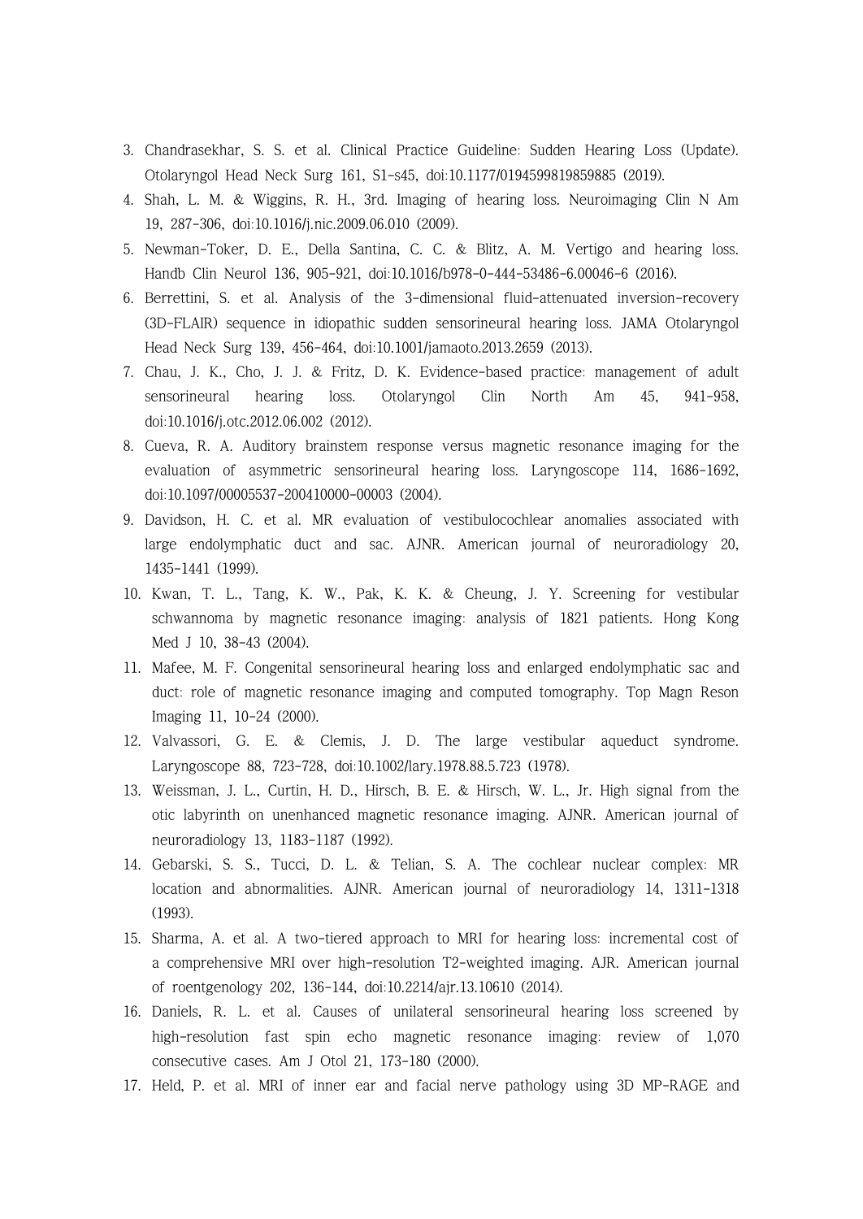3. Chandrasekhar, S. S. et al. Clinical Practice Guideline: Sudden Hearing Loss (Update). Otolaryngol Head Neck Surg 161, S1-s45, doi:10.1177/0194599819859885 (2019).
4. Shah, L. M. & Wiggins, R. H., 3rd. Imaging of hearing loss. Neuroimaging Clin N Am 19, 287-306, doi:10.1016/j.nic.2009.06.010 (2009).
5. Newman-Toker, D. E., Della Santina, C. C. & Blitz, A. M. Vertigo and hearing loss. Handb Clin Neurol 136, 905-921, doi:10.1016/b978-0-444-53486-6.00046-6 (2016).
6. Berrettini, S. et al. Analysis of the 3-dimensional fluid-attenuated inversion-recovery (3D-FLAIR) sequence in idiopathic sudden sensorineural hearing loss. JAMA Otolaryngol Head Neck Surg 139, 456-464, doi:10.1001/jamaoto.2013.2659 (2013).
7. Chau, J. K., Cho, J. J. & Fritz, D. K. Evidence-based practice: management of adult sensorineural hearing loss. Otolaryngol Clin North Am 45, 941-958, doi:10.1016/j.otc.2012.06.002 (2012).
8. Cueva, R. A. Auditory brainstem response versus magnetic resonance imaging for the evaluation of asymmetric sensorineural hearing loss. Laryngoscope 114, 1686-1692, doi:10.1097/00005537-200410000-00003 (2004).
9. Davidson, H. C. et al. MR evaluation of vestibulocochlear anomalies associated with large endolymphatic duct and sac. AJNR. American journal of neuroradiology 20, 1435-1441 (1999).
10. Kwan, T. L., Tang, K. W., Pak, K. K. & Cheung, J. Y. Screening for vestibular schwannoma by magnetic resonance imaging: analysis of 1821 patients. Hong Kong Med J 10, 38-43 (2004).
11. Mafee, M. F. Congenital sensorineural hearing loss and enlarged endolymphatic sac and duct: role of magnetic resonance imaging and computed tomography. Top Magn Reson Imaging 11, 10-24 (2000).
12. Valvassori, G. E. & Clemis, J. D. The large vestibular aqueduct syndrome. Laryngoscope 88, 723-728, doi:10.1002/lary.1978.88.5.723 (1978).
13. Weissman, J. L., Curtin, H. D., Hirsch, B. E. & Hirsch, W. L., Jr. High signal from the otic labyrinth on unenhanced magnetic resonance imaging. AJNR. American journal of neuroradiology 13, 1183-1187 (1992).
14. Gebarski, S. S., Tucci, D. L. & Telian, S. A. The cochlear nuclear complex: MR location and abnormalities. AJNR. American journal of neuroradiology 14, 1311-1318 (1993).
15. Sharma, A. et al. A two-tiered approach to MRI for hearing loss: incremental cost of a comprehensive MRI over high-resolution T2-weighted imaging. AJR. American journal of roentgenology 202, 136-144, doi:10.2214/ajr.13.10610 (2014).
16. Daniels, R. L. et al. Causes of unilateral sensorineural hearing loss screened by high-resolution fast spin echo magnetic resonance imaging: review of 1,070 consecutive cases. Am J Otol 21, 173-180 (2000).
17. Held, P. et al. MRI of inner ear and facial nerve pathology using 3D MP-RAGE and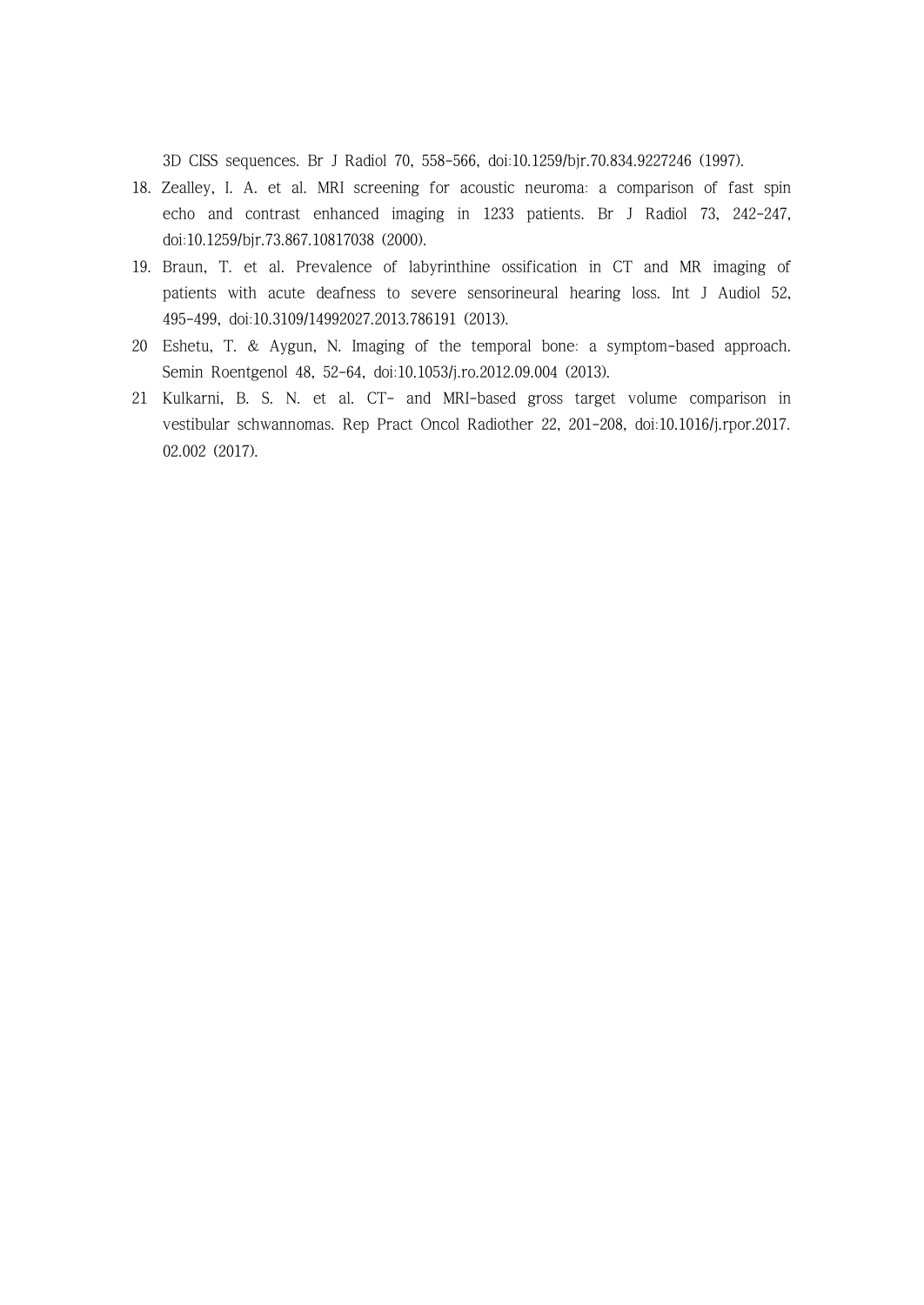3D CISS sequences. Br J Radiol 70, 558-566, doi:10.1259/bjr.70.834.9227246 (1997).

18. Zealley, I. A. et al. MRI screening for acoustic neuroma: a comparison of fast spin echo and contrast enhanced imaging in 1233 patients. Br J Radiol 73, 242-247, doi:10.1259/bjr.73.867.10817038 (2000).
19. Braun, T. et al. Prevalence of labyrinthine ossification in CT and MR imaging of patients with acute deafness to severe sensorineural hearing loss. Int J Audiol 52, 495-499, doi:10.3109/14992027.2013.786191 (2013).
20 Eshetu, T. & Aygun, N. Imaging of the temporal bone: a symptom-based approach. Semin Roentgenol 48, 52-64, doi:10.1053/j.ro.2012.09.004 (2013).
21 Kulkarni, B. S. N. et al. CT- and MRI-based gross target volume comparison in vestibular schwannomas. Rep Pract Oncol Radiother 22, 201-208, doi:10.1016/j.rpor.2017.02.002 (2017).